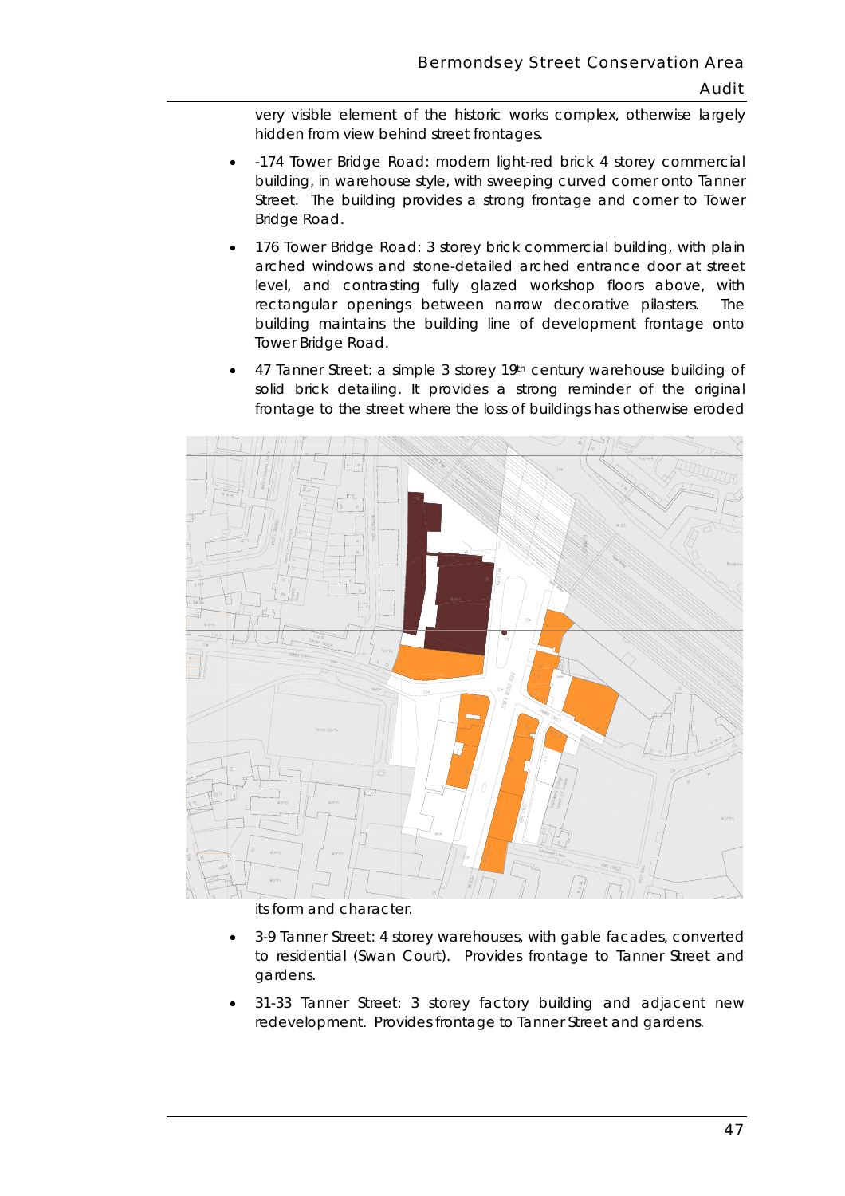very visible element of the historic works complex, otherwise largely hidden from view behind street frontages.

- -174 Tower Bridge Road: modern light-red brick 4 storey commercial building, in warehouse style, with sweeping curved corner onto Tanner Street. The building provides a strong frontage and corner to Tower Bridge Road.
- 176 Tower Bridge Road: 3 storey brick commercial building, with plain arched windows and stone-detailed arched entrance door at street level, and contrasting fully glazed workshop floors above, with rectangular openings between narrow decorative pilasters. The building maintains the building line of development frontage onto Tower Bridge Road.
- 47 Tanner Street: a simple 3 storey 19th century warehouse building of solid brick detailing. It provides a strong reminder of the original frontage to the street where the loss of buildings has otherwise eroded its form and character.
- 3-9 Tanner Street: 4 storey warehouses, with gable facades, converted to residential (Swan Court). Provides frontage to Tanner Street and gardens.
- 31-33 Tanner Street: 3 storey factory building and adjacent new redevelopment. Provides frontage to Tanner Street and gardens.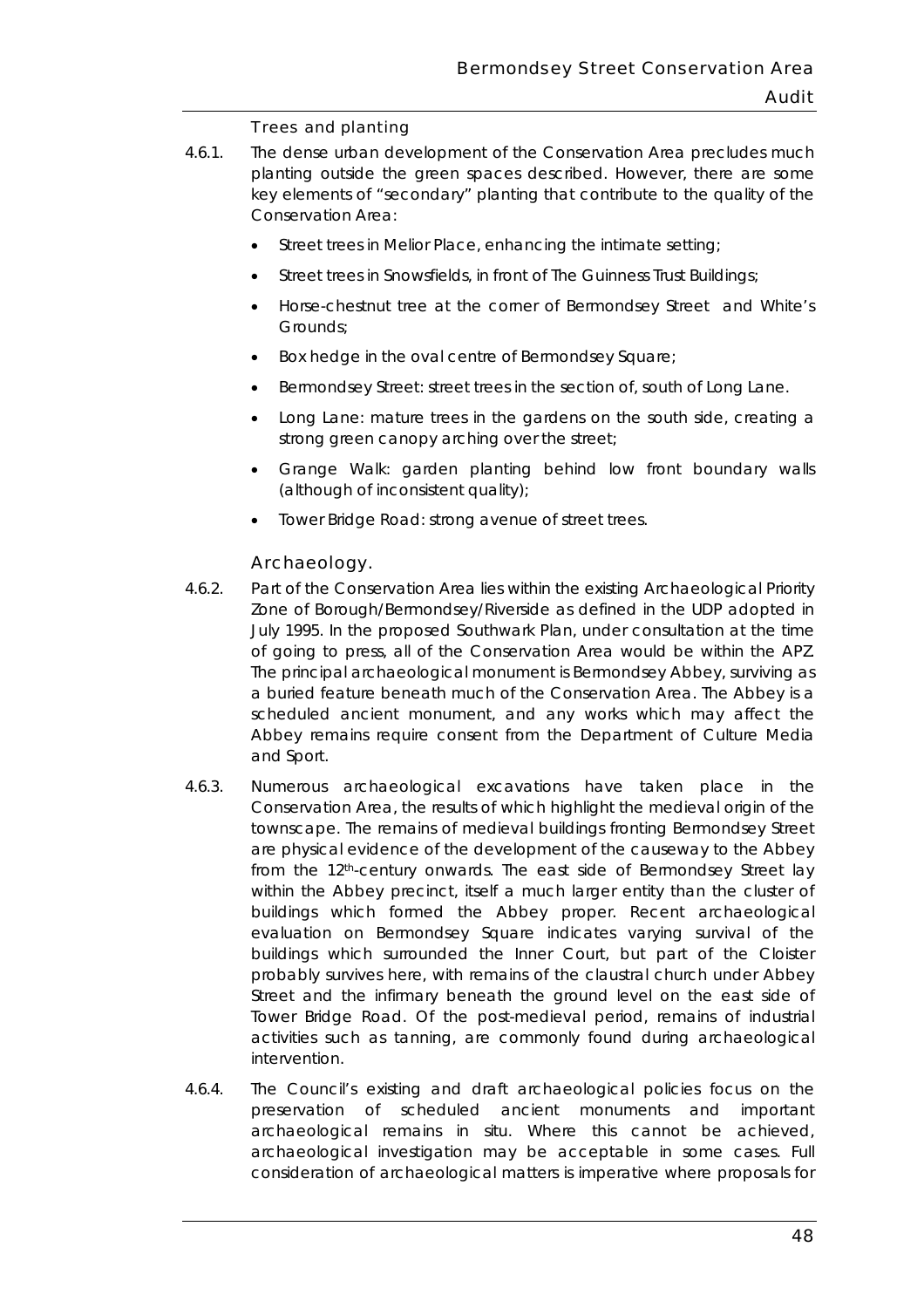### Trees and planting

4.6.1. The dense urban development of the Conservation Area precludes much planting outside the green spaces described. However, there are some key elements of "secondary" planting that contribute to the quality of the Conservation Area:

- Street trees in Melior Place, enhancing the intimate setting;
- Street trees in Snowsfields, in front of The Guinness Trust Buildings;
- Horse-chestnut tree at the corner of Bermondsey Street and White's Grounds;
- Box hedge in the oval centre of Bermondsey Square;
- Bermondsey Street: street trees in the section of, south of Long Lane.
- Long Lane: mature trees in the gardens on the south side, creating a strong green canopy arching over the street;
- Grange Walk: garden planting behind low front boundary walls (although of inconsistent quality);
- Tower Bridge Road: strong avenue of street trees.

### Archaeology.

4.6.2. Part of the Conservation Area lies within the existing Archaeological Priority Zone of Borough/Bermondsey/Riverside as defined in the UDP adopted in July 1995. In the proposed Southwark Plan, under consultation at the time of going to press, all of the Conservation Area would be within the APZ. The principal archaeological monument is Bermondsey Abbey, surviving as a buried feature beneath much of the Conservation Area. The Abbey is a scheduled ancient monument, and any works which may affect the Abbey remains require consent from the Department of Culture Media and Sport.

4.6.3. Numerous archaeological excavations have taken place in the Conservation Area, the results of which highlight the medieval origin of the townscape. The remains of medieval buildings fronting Bermondsey Street are physical evidence of the development of the causeway to the Abbey from the 12th-century onwards. The east side of Bermondsey Street lay within the Abbey precinct, itself a much larger entity than the cluster of buildings which formed the Abbey proper. Recent archaeological evaluation on Bermondsey Square indicates varying survival of the buildings which surrounded the Inner Court, but part of the Cloister probably survives here, with remains of the claustral church under Abbey Street and the infirmary beneath the ground level on the east side of Tower Bridge Road. Of the post-medieval period, remains of industrial activities such as tanning, are commonly found during archaeological intervention.

4.6.4. The Council's existing and draft archaeological policies focus on the preservation of scheduled ancient monuments and important archaeological remains in situ. Where this cannot be achieved, archaeological investigation may be acceptable in some cases. Full consideration of archaeological matters is imperative where proposals for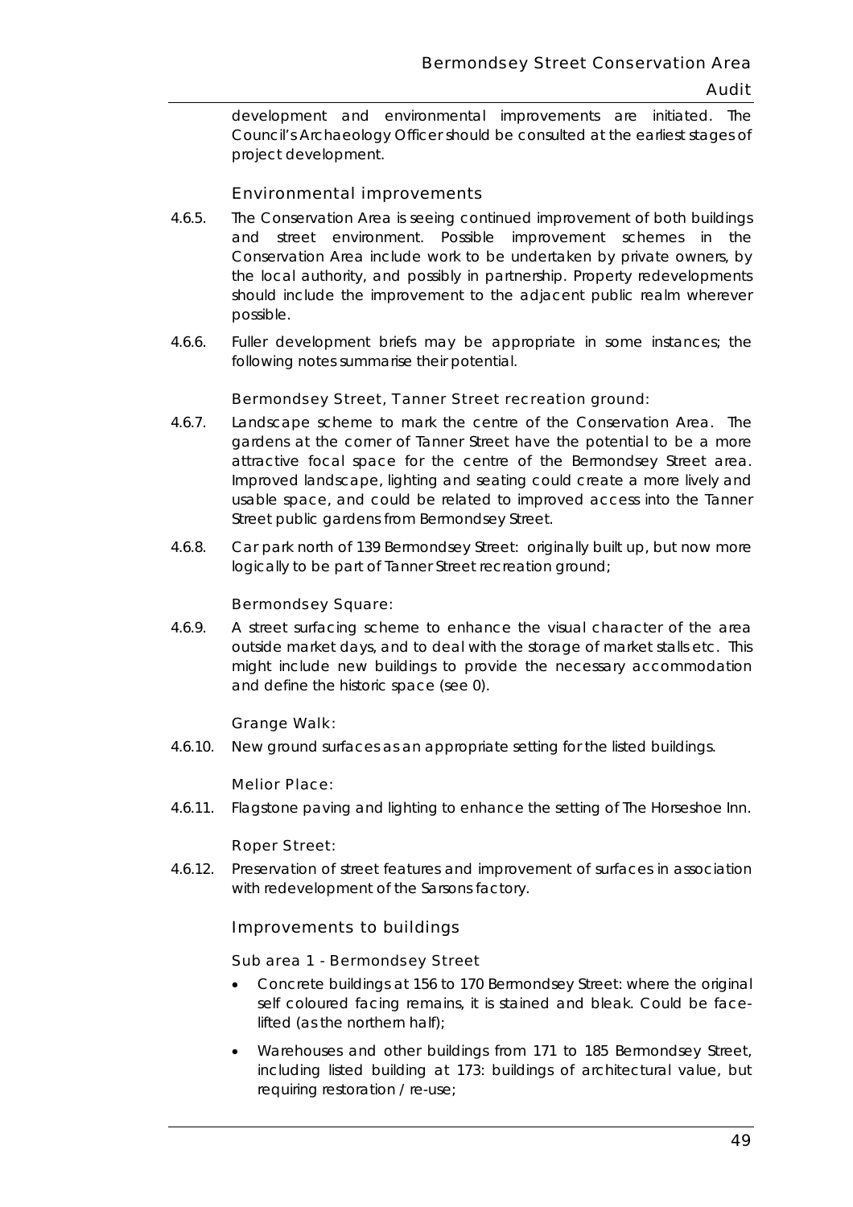development and environmental improvements are initiated. The Council's Archaeology Officer should be consulted at the earliest stages of project development.

### Environmental improvements

4.6.5. The Conservation Area is seeing continued improvement of both buildings and street environment. Possible improvement schemes in the Conservation Area include work to be undertaken by private owners, by the local authority, and possibly in partnership. Property redevelopments should include the improvement to the adjacent public realm wherever possible.

4.6.6. Fuller development briefs may be appropriate in some instances; the following notes summarise their potential.

#### Bermondsey Street, Tanner Street recreation ground:

4.6.7. Landscape scheme to mark the centre of the Conservation Area. The gardens at the corner of Tanner Street have the potential to be a more attractive focal space for the centre of the Bermondsey Street area. Improved landscape, lighting and seating could create a more lively and usable space, and could be related to improved access into the Tanner Street public gardens from Bermondsey Street.

4.6.8. Car park north of 139 Bermondsey Street: originally built up, but now more logically to be part of Tanner Street recreation ground;

#### Bermondsey Square:

4.6.9. A street surfacing scheme to enhance the visual character of the area outside market days, and to deal with the storage of market stalls etc. This might include new buildings to provide the necessary accommodation and define the historic space (see 0).

#### Grange Walk:

4.6.10. New ground surfaces as an appropriate setting for the listed buildings.

#### Melior Place:

4.6.11. Flagstone paving and lighting to enhance the setting of The Horseshoe Inn.

#### Roper Street:

4.6.12. Preservation of street features and improvement of surfaces in association with redevelopment of the Sarsons factory.

### Improvements to buildings

#### Sub area 1 - Bermondsey Street

- Concrete buildings at 156 to 170 Bermondsey Street: where the original self coloured facing remains, it is stained and bleak. Could be face-lifted (as the northern half);
- Warehouses and other buildings from 171 to 185 Bermondsey Street, including listed building at 173: buildings of architectural value, but requiring restoration / re-use;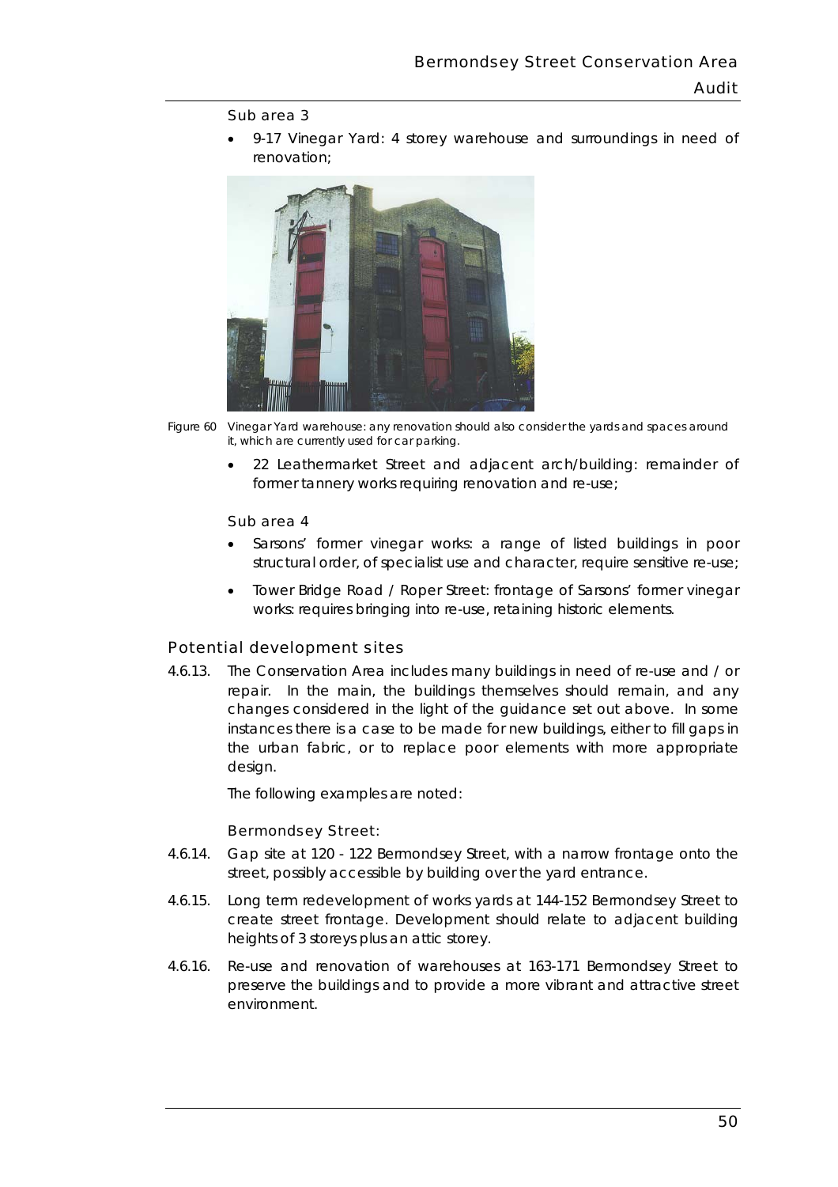Sub area 3

- 9-17 Vinegar Yard: 4 storey warehouse and surroundings in need of renovation;

Figure 60 Vinegar Yard warehouse: any renovation should also consider the yards and spaces around it, which are currently used for car parking.

- 22 Leathermarket Street and adjacent arch/building: remainder of former tannery works requiring renovation and re-use;

Sub area 4

- Sarsons' former vinegar works: a range of listed buildings in poor structural order, of specialist use and character, require sensitive re-use;
- Tower Bridge Road / Roper Street: frontage of Sarsons' former vinegar works: requires bringing into re-use, retaining historic elements.

### Potential development sites

4.6.13. The Conservation Area includes many buildings in need of re-use and / or repair. In the main, the buildings themselves should remain, and any changes considered in the light of the guidance set out above. In some instances there is a case to be made for new buildings, either to fill gaps in the urban fabric, or to replace poor elements with more appropriate design.

The following examples are noted:

Bermondsey Street:

4.6.14. Gap site at 120 - 122 Bermondsey Street, with a narrow frontage onto the street, possibly accessible by building over the yard entrance.

4.6.15. Long term redevelopment of works yards at 144-152 Bermondsey Street to create street frontage. Development should relate to adjacent building heights of 3 storeys plus an attic storey.

4.6.16. Re-use and renovation of warehouses at 163-171 Bermondsey Street to preserve the buildings and to provide a more vibrant and attractive street environment.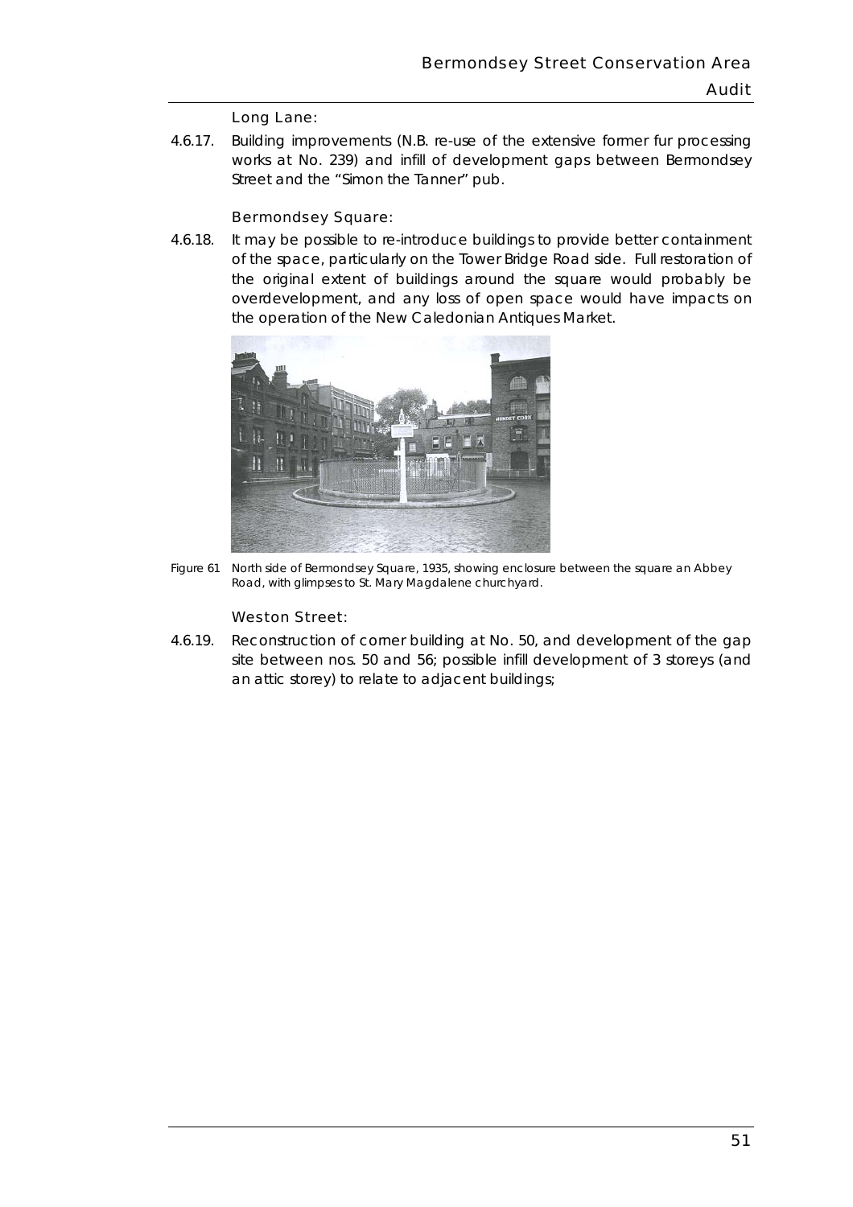Long Lane:

4.6.17. Building improvements (N.B. re-use of the extensive former fur processing works at No. 239) and infill of development gaps between Bermondsey Street and the "Simon the Tanner" pub.

Bermondsey Square:

4.6.18. It may be possible to re-introduce buildings to provide better containment of the space, particularly on the Tower Bridge Road side. Full restoration of the original extent of buildings around the square would probably be overdevelopment, and any loss of open space would have impacts on the operation of the New Caledonian Antiques Market.

Figure 61 North side of Bermondsey Square, 1935, showing enclosure between the square an Abbey Road, with glimpses to St. Mary Magdalene churchyard.

Weston Street:

4.6.19. Reconstruction of corner building at No. 50, and development of the gap site between nos. 50 and 56; possible infill development of 3 storeys (and an attic storey) to relate to adjacent buildings;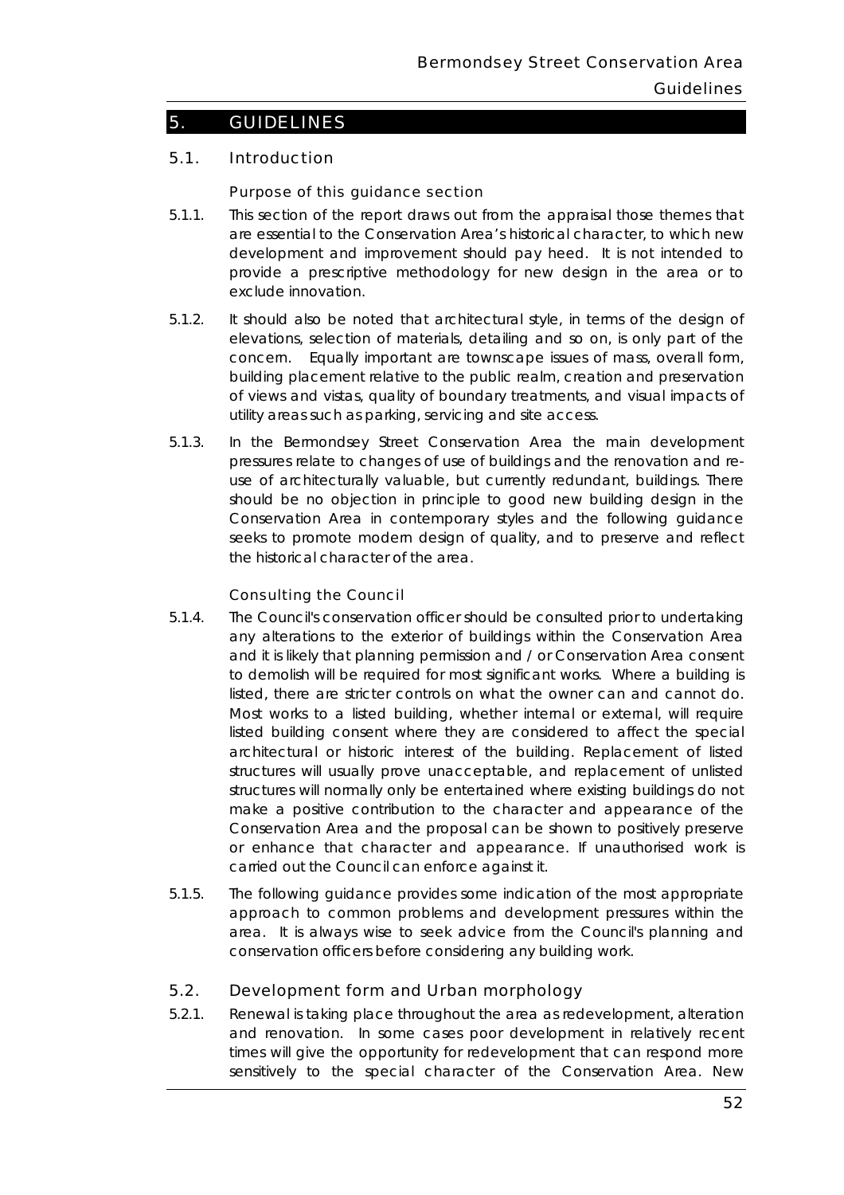## 5. GUIDELINES

### 5.1. Introduction

#### Purpose of this guidance section

5.1.1. This section of the report draws out from the appraisal those themes that are essential to the Conservation Area's historical character, to which new development and improvement should pay heed. It is not intended to provide a prescriptive methodology for new design in the area or to exclude innovation.

5.1.2. It should also be noted that architectural style, in terms of the design of elevations, selection of materials, detailing and so on, is only part of the concern. Equally important are townscape issues of mass, overall form, building placement relative to the public realm, creation and preservation of views and vistas, quality of boundary treatments, and visual impacts of utility areas such as parking, servicing and site access.

5.1.3. In the Bermondsey Street Conservation Area the main development pressures relate to changes of use of buildings and the renovation and re-use of architecturally valuable, but currently redundant, buildings. There should be no objection in principle to good new building design in the Conservation Area in contemporary styles and the following guidance seeks to promote modern design of quality, and to preserve and reflect the historical character of the area.

#### Consulting the Council

5.1.4. The Council's conservation officer should be consulted prior to undertaking any alterations to the exterior of buildings within the Conservation Area and it is likely that planning permission and / or Conservation Area consent to demolish will be required for most significant works. Where a building is listed, there are stricter controls on what the owner can and cannot do. Most works to a listed building, whether internal or external, will require listed building consent where they are considered to affect the special architectural or historic interest of the building. Replacement of listed structures will usually prove unacceptable, and replacement of unlisted structures will normally only be entertained where existing buildings do not make a positive contribution to the character and appearance of the Conservation Area and the proposal can be shown to positively preserve or enhance that character and appearance. If unauthorised work is carried out the Council can enforce against it.

5.1.5. The following guidance provides some indication of the most appropriate approach to common problems and development pressures within the area. It is always wise to seek advice from the Council's planning and conservation officers before considering any building work.

### 5.2. Development form and Urban morphology

5.2.1. Renewal is taking place throughout the area as redevelopment, alteration and renovation. In some cases poor development in relatively recent times will give the opportunity for redevelopment that can respond more sensitively to the special character of the Conservation Area. New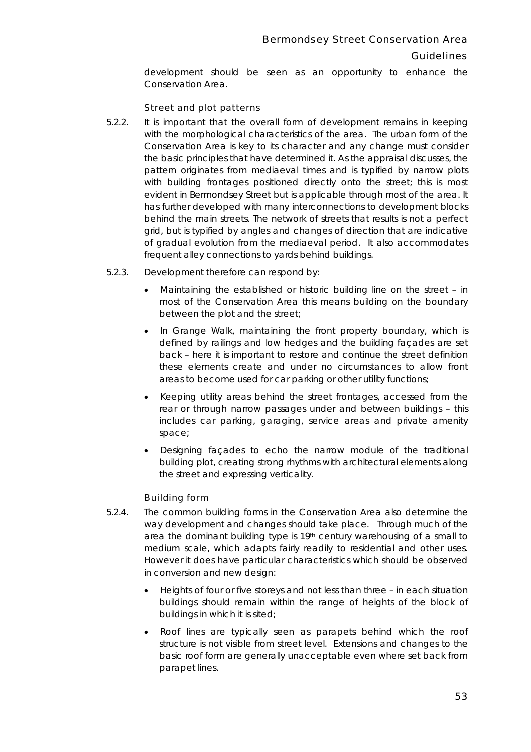development should be seen as an opportunity to enhance the Conservation Area.

### Street and plot patterns

5.2.2. It is important that the overall form of development remains in keeping with the morphological characteristics of the area. The urban form of the Conservation Area is key to its character and any change must consider the basic principles that have determined it. As the appraisal discusses, the pattern originates from mediaeval times and is typified by narrow plots with building frontages positioned directly onto the street; this is most evident in Bermondsey Street but is applicable through most of the area. It has further developed with many interconnections to development blocks behind the main streets. The network of streets that results is not a perfect grid, but is typified by angles and changes of direction that are indicative of gradual evolution from the mediaeval period. It also accommodates frequent alley connections to yards behind buildings.

5.2.3. Development therefore can respond by:

- Maintaining the established or historic building line on the street – in most of the Conservation Area this means building on the boundary between the plot and the street;
- In Grange Walk, maintaining the front property boundary, which is defined by railings and low hedges and the building façades are set back – here it is important to restore and continue the street definition these elements create and under no circumstances to allow front areas to become used for car parking or other utility functions;
- Keeping utility areas behind the street frontages, accessed from the rear or through narrow passages under and between buildings – this includes car parking, garaging, service areas and private amenity space;
- Designing façades to echo the narrow module of the traditional building plot, creating strong rhythms with architectural elements along the street and expressing verticality.

### Building form

5.2.4. The common building forms in the Conservation Area also determine the way development and changes should take place. Through much of the area the dominant building type is 19th century warehousing of a small to medium scale, which adapts fairly readily to residential and other uses. However it does have particular characteristics which should be observed in conversion and new design:

- Heights of four or five storeys and not less than three – in each situation buildings should remain within the range of heights of the block of buildings in which it is sited;
- Roof lines are typically seen as parapets behind which the roof structure is not visible from street level. Extensions and changes to the basic roof form are generally unacceptable even where set back from parapet lines.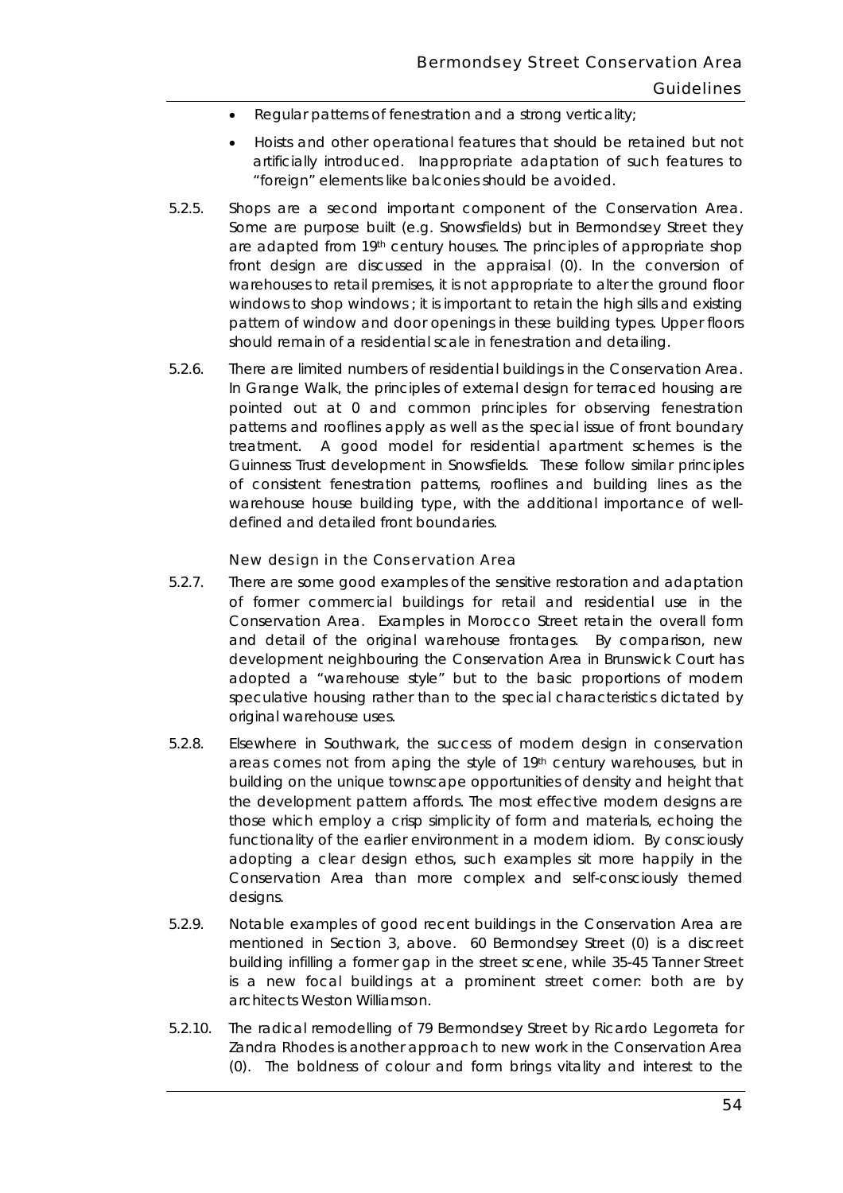- Regular patterns of fenestration and a strong verticality;
- Hoists and other operational features that should be retained but not artificially introduced. Inappropriate adaptation of such features to "foreign" elements like balconies should be avoided.

5.2.5. Shops are a second important component of the Conservation Area. Some are purpose built (e.g. Snowsfields) but in Bermondsey Street they are adapted from 19th century houses. The principles of appropriate shop front design are discussed in the appraisal (0). In the conversion of warehouses to retail premises, it is not appropriate to alter the ground floor windows to shop windows ; it is important to retain the high sills and existing pattern of window and door openings in these building types. Upper floors should remain of a residential scale in fenestration and detailing.

5.2.6. There are limited numbers of residential buildings in the Conservation Area. In Grange Walk, the principles of external design for terraced housing are pointed out at 0 and common principles for observing fenestration patterns and rooflines apply as well as the special issue of front boundary treatment. A good model for residential apartment schemes is the Guinness Trust development in Snowsfields. These follow similar principles of consistent fenestration patterns, rooflines and building lines as the warehouse house building type, with the additional importance of well-defined and detailed front boundaries.

### New design in the Conservation Area

5.2.7. There are some good examples of the sensitive restoration and adaptation of former commercial buildings for retail and residential use in the Conservation Area. Examples in Morocco Street retain the overall form and detail of the original warehouse frontages. By comparison, new development neighbouring the Conservation Area in Brunswick Court has adopted a "warehouse style" but to the basic proportions of modern speculative housing rather than to the special characteristics dictated by original warehouse uses.

5.2.8. Elsewhere in Southwark, the success of modern design in conservation areas comes not from aping the style of 19th century warehouses, but in building on the unique townscape opportunities of density and height that the development pattern affords. The most effective modern designs are those which employ a crisp simplicity of form and materials, echoing the functionality of the earlier environment in a modern idiom. By consciously adopting a clear design ethos, such examples sit more happily in the Conservation Area than more complex and self-consciously themed designs.

5.2.9. Notable examples of good recent buildings in the Conservation Area are mentioned in Section 3, above. 60 Bermondsey Street (0) is a discreet building infilling a former gap in the street scene, while 35-45 Tanner Street is a new focal buildings at a prominent street corner: both are by architects Weston Williamson.

5.2.10. The radical remodelling of 79 Bermondsey Street by Ricardo Legorreta for Zandra Rhodes is another approach to new work in the Conservation Area (0). The boldness of colour and form brings vitality and interest to the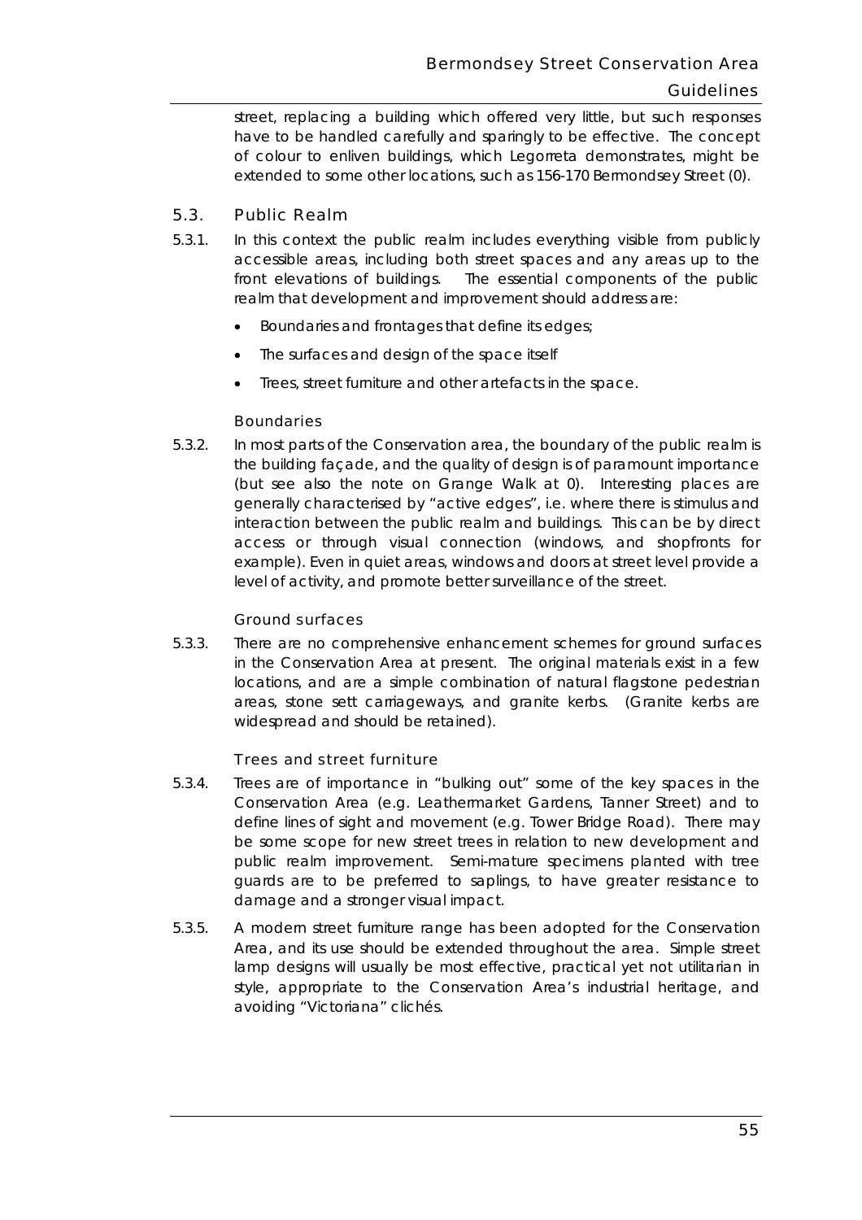street, replacing a building which offered very little, but such responses have to be handled carefully and sparingly to be effective. The concept of colour to enliven buildings, which Legorreta demonstrates, might be extended to some other locations, such as 156-170 Bermondsey Street (0).

## 5.3. Public Realm

5.3.1. In this context the public realm includes everything visible from publicly accessible areas, including both street spaces and any areas up to the front elevations of buildings. The essential components of the public realm that development and improvement should address are:

- Boundaries and frontages that define its edges;
- The surfaces and design of the space itself
- Trees, street furniture and other artefacts in the space.

### Boundaries

5.3.2. In most parts of the Conservation area, the boundary of the public realm is the building façade, and the quality of design is of paramount importance (but see also the note on Grange Walk at 0). Interesting places are generally characterised by "active edges", i.e. where there is stimulus and interaction between the public realm and buildings. This can be by direct access or through visual connection (windows, and shopfronts for example). Even in quiet areas, windows and doors at street level provide a level of activity, and promote better surveillance of the street.

### Ground surfaces

5.3.3. There are no comprehensive enhancement schemes for ground surfaces in the Conservation Area at present. The original materials exist in a few locations, and are a simple combination of natural flagstone pedestrian areas, stone sett carriageways, and granite kerbs. (Granite kerbs are widespread and should be retained).

### Trees and street furniture

5.3.4. Trees are of importance in "bulking out" some of the key spaces in the Conservation Area (e.g. Leathermarket Gardens, Tanner Street) and to define lines of sight and movement (e.g. Tower Bridge Road). There may be some scope for new street trees in relation to new development and public realm improvement. Semi-mature specimens planted with tree guards are to be preferred to saplings, to have greater resistance to damage and a stronger visual impact.

5.3.5. A modern street furniture range has been adopted for the Conservation Area, and its use should be extended throughout the area. Simple street lamp designs will usually be most effective, practical yet not utilitarian in style, appropriate to the Conservation Area's industrial heritage, and avoiding "Victoriana" clichés.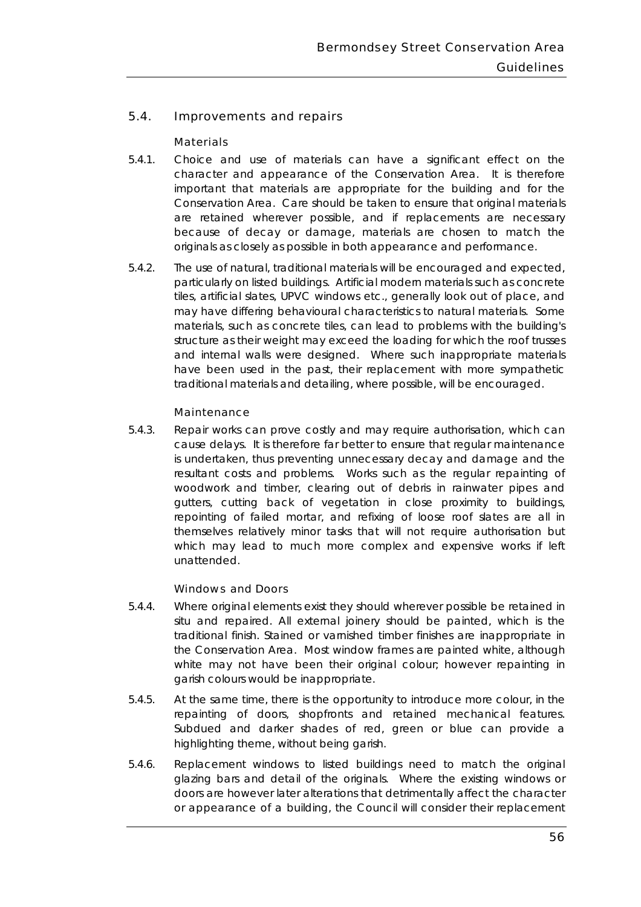## 5.4. Improvements and repairs

### Materials

5.4.1. Choice and use of materials can have a significant effect on the character and appearance of the Conservation Area. It is therefore important that materials are appropriate for the building and for the Conservation Area. Care should be taken to ensure that original materials are retained wherever possible, and if replacements are necessary because of decay or damage, materials are chosen to match the originals as closely as possible in both appearance and performance.

5.4.2. The use of natural, traditional materials will be encouraged and expected, particularly on listed buildings. Artificial modern materials such as concrete tiles, artificial slates, UPVC windows etc., generally look out of place, and may have differing behavioural characteristics to natural materials. Some materials, such as concrete tiles, can lead to problems with the building's structure as their weight may exceed the loading for which the roof trusses and internal walls were designed. Where such inappropriate materials have been used in the past, their replacement with more sympathetic traditional materials and detailing, where possible, will be encouraged.

### Maintenance

5.4.3. Repair works can prove costly and may require authorisation, which can cause delays. It is therefore far better to ensure that regular maintenance is undertaken, thus preventing unnecessary decay and damage and the resultant costs and problems. Works such as the regular repainting of woodwork and timber, clearing out of debris in rainwater pipes and gutters, cutting back of vegetation in close proximity to buildings, repointing of failed mortar, and refixing of loose roof slates are all in themselves relatively minor tasks that will not require authorisation but which may lead to much more complex and expensive works if left unattended.

### Windows and Doors

5.4.4. Where original elements exist they should wherever possible be retained in situ and repaired. All external joinery should be painted, which is the traditional finish. Stained or varnished timber finishes are inappropriate in the Conservation Area. Most window frames are painted white, although white may not have been their original colour; however repainting in garish colours would be inappropriate.

5.4.5. At the same time, there is the opportunity to introduce more colour, in the repainting of doors, shopfronts and retained mechanical features. Subdued and darker shades of red, green or blue can provide a highlighting theme, without being garish.

5.4.6. Replacement windows to listed buildings need to match the original glazing bars and detail of the originals. Where the existing windows or doors are however later alterations that detrimentally affect the character or appearance of a building, the Council will consider their replacement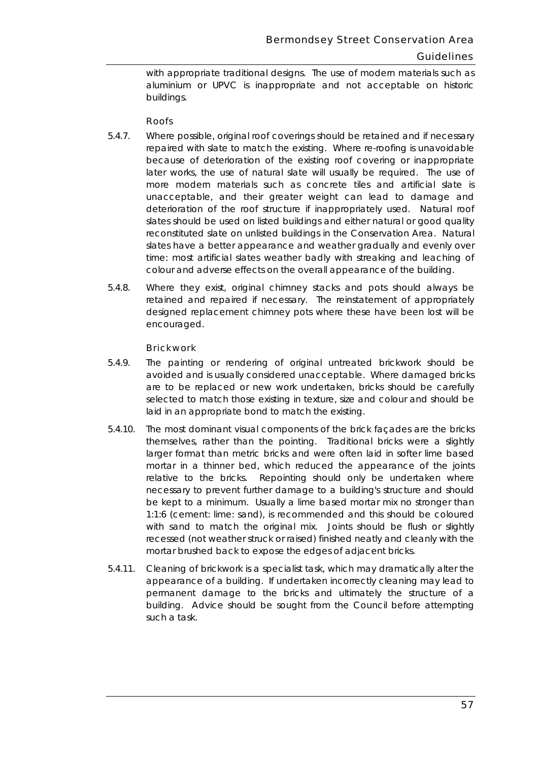with appropriate traditional designs. The use of modern materials such as aluminium or UPVC is inappropriate and not acceptable on historic buildings.

### Roofs

5.4.7. Where possible, original roof coverings should be retained and if necessary repaired with slate to match the existing. Where re-roofing is unavoidable because of deterioration of the existing roof covering or inappropriate later works, the use of natural slate will usually be required. The use of more modern materials such as concrete tiles and artificial slate is unacceptable, and their greater weight can lead to damage and deterioration of the roof structure if inappropriately used. Natural roof slates should be used on listed buildings and either natural or good quality reconstituted slate on unlisted buildings in the Conservation Area. Natural slates have a better appearance and weather gradually and evenly over time: most artificial slates weather badly with streaking and leaching of colour and adverse effects on the overall appearance of the building.

5.4.8. Where they exist, original chimney stacks and pots should always be retained and repaired if necessary. The reinstatement of appropriately designed replacement chimney pots where these have been lost will be encouraged.

### Brickwork

5.4.9. The painting or rendering of original untreated brickwork should be avoided and is usually considered unacceptable. Where damaged bricks are to be replaced or new work undertaken, bricks should be carefully selected to match those existing in texture, size and colour and should be laid in an appropriate bond to match the existing.

5.4.10. The most dominant visual components of the brick façades are the bricks themselves, rather than the pointing. Traditional bricks were a slightly larger format than metric bricks and were often laid in softer lime based mortar in a thinner bed, which reduced the appearance of the joints relative to the bricks. Repointing should only be undertaken where necessary to prevent further damage to a building's structure and should be kept to a minimum. Usually a lime based mortar mix no stronger than 1:1:6 (cement: lime: sand), is recommended and this should be coloured with sand to match the original mix. Joints should be flush or slightly recessed (not weather struck or raised) finished neatly and cleanly with the mortar brushed back to expose the edges of adjacent bricks.

5.4.11. Cleaning of brickwork is a specialist task, which may dramatically alter the appearance of a building. If undertaken incorrectly cleaning may lead to permanent damage to the bricks and ultimately the structure of a building. Advice should be sought from the Council before attempting such a task.